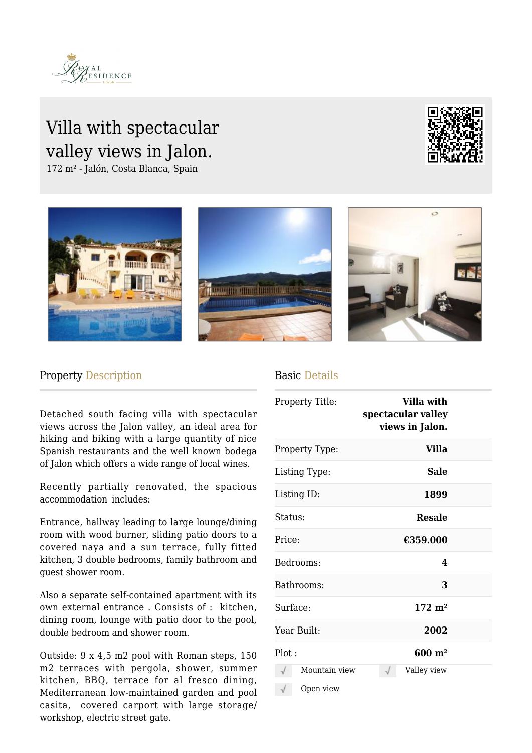# Villa with spectacular valley views in Jalon.

172 m² - Jalón, Costa Blanca, Spain

## Property Description

Detached south facing villa with spectacular views across the Jalon valley, an ideal area for hiking and biking with a large quantity of nice Spanish restaurants and the well known bodega of Jalon which offers a wide range of local wines.

Recently partially renovated, the spacious accommodation includes:

Entrance, hallway leading to large lounge/dining room with wood burner, sliding patio doors to a covered naya and a sun terrace, fully fitted kitchen, 3 double bedrooms, family bathroom and guest shower room.

Also a separate self-contained apartment with its own external entrance . Consists of : kitchen, dining room, lounge with patio door to the pool, double bedroom and shower room.

Outside: 9 x 4,5 m2 pool with Roman steps, 150 m2 terraces with pergola, shower, summer kitchen, BBQ, terrace for al fresco dining, Mediterranean low-maintained garden and pool casita, covered carport with large storage/ workshop, electric street gate.

## Basic Details

| | |
|---|---|
| Property Title: | **Villa with spectacular valley views in Jalon.** |
| Property Type: | **Villa** |
| Listing Type: | **Sale** |
| Listing ID: | **1899** |
| Status: | **Resale** |
| Price: | **€359.000** |
| Bedrooms: | **4** |
| Bathrooms: | **3** |
| Surface: | **172 m²** |
| Year Built: | **2002** |
| Plot : | **600 m²** |

- √ Mountain view
- √ Valley view
- √ Open view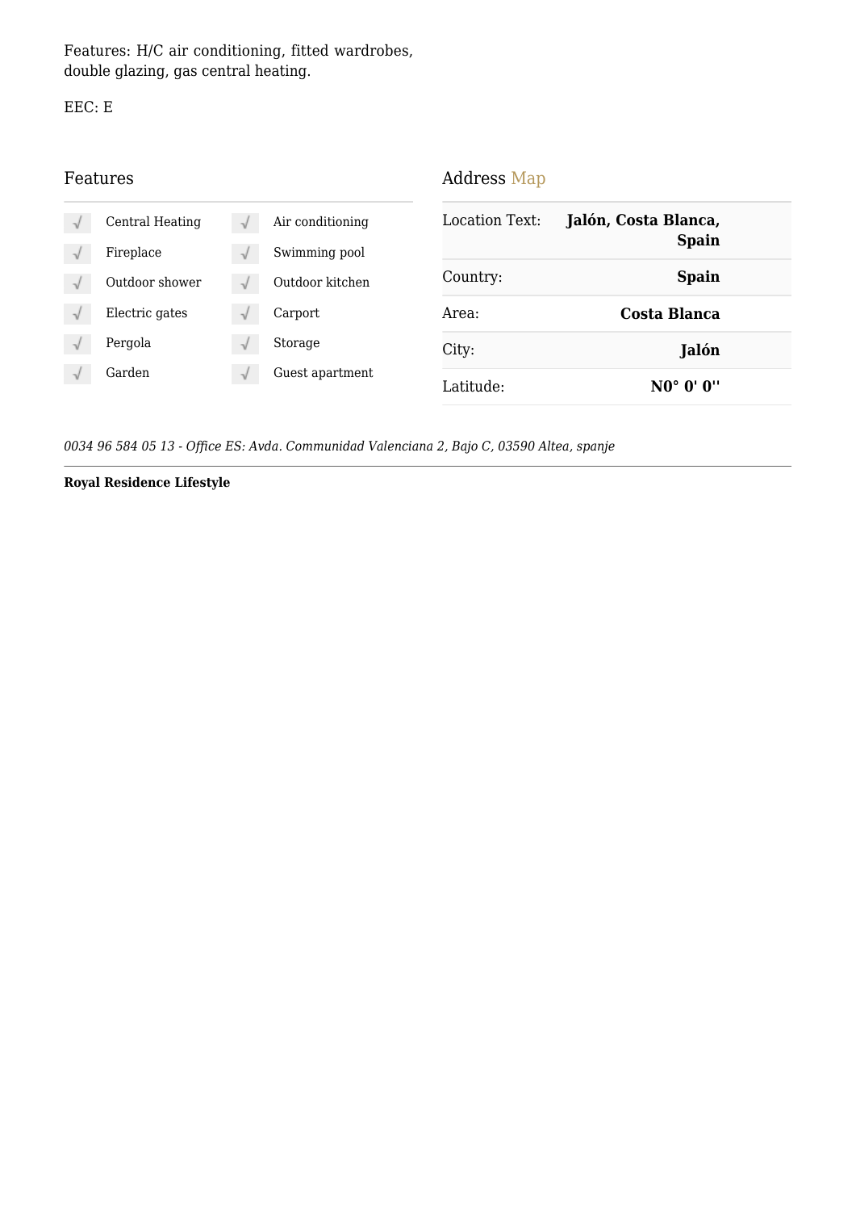Features: H/C air conditioning, fitted wardrobes, double glazing, gas central heating.

EEC: E

## Features

- Central Heating
- Air conditioning
- Fireplace
- Swimming pool
- Outdoor shower
- Outdoor kitchen
- Electric gates
- Carport
- Pergola
- Storage
- Garden
- Guest apartment

## Address Map

| | |
|---|---|
| Location Text: | **Jalón, Costa Blanca, Spain** |
| Country: | **Spain** |
| Area: | **Costa Blanca** |
| City: | **Jalón** |
| Latitude: | **N0° 0' 0''** |

*0034 96 584 05 13 - Office ES: Avda. Communidad Valenciana 2, Bajo C, 03590 Altea, spanje*

---

**Royal Residence Lifestyle**